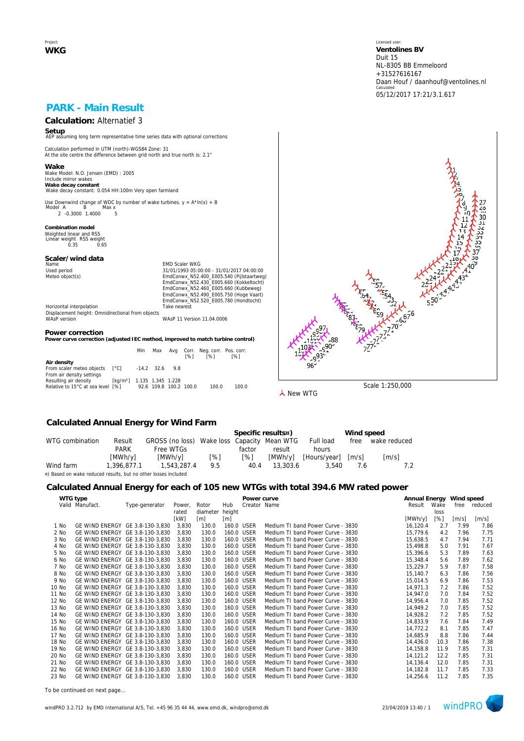Project:
**WKG**

Licensed user:
**Ventolines BV**
Duit 15
NL-8305 BB Emmeloord
+31527616167
Daan Houf / daanhouf@ventolines.nl
Calculated:
05/12/2017 17:21/3.1.617

# PARK - Main Result

## Calculation: Alternatief 3

### Setup

AEP assuming long term representative time series data with optional corrections

Calculation performed in UTM (north)-WGS84 Zone: 31
At the site centre the difference between grid north and true north is: 2.1°

### Wake

Wake Model: N.O. Jensen (EMD) : 2005
Include mirror wakes
**Wake decay constant**
Wake decay constant: 0.054 HH:100m Very open farmland

Use Downwind change of WDC by number of wake turbines. y = A*ln(x) + B

| Model | A | B | Max x |
|---|---|---|---|
| 2 | -0.3000 | 1.4000 | 5 |

### Combination model

Weighted linear and RSS

| Linear weight | RSS weight |
|---|---|
| 0.35 | 0.65 |

### Scaler/wind data

| | |
|---|---|
| Name | EMD Scaler WKG |
| Used period | 31/01/1993 05:00:00 - 31/01/2017 04:00:00 |
| Meteo object(s) | EmdConwx_N52.400_E005.540 (Pijlstaartweg) |
| | EmdConwx_N52.430_E005.660 (Kokkeltocht) |
| | EmdConwx_N52.460_E005.660 (Kubbeweg) |
| | EmdConwx_N52.490_E005.750 (Hoge Vaart) |
| | EmdConwx_N52.520_E005.780 (Hondtocht) |
| Horizontal interpolation | Take nearest |
| Displacement height: Omnidirectional from objects | |
| WAsP version | WAsP 11 Version 11.04.0006 |

### Power correction

**Power curve correction (adjusted IEC method, improved to match turbine control)**

| | | Min | Max | Avg | Corr. [%] | Neg. corr. [%] | Pos. corr. [%] |
|---|---|---|---|---|---|---|---|
| **Air density** | | | | | | | |
| From scaler meteo objects | [°C] | -14.2 | 32.6 | 9.8 | | | |
| From air density settings | | | | | | | |
| Resulting air density | [kg/m³] | 1.135 | 1.345 | 1.228 | | | |
| Relative to 15°C at sea level | [%] | 92.6 | 109.8 | 100.2 | 100.0 | 100.0 | 100.0 |

Scale 1:250,000

New WTG

## Calculated Annual Energy for Wind Farm

| WTG combination | Result PARK [MWh/y] | GROSS (no loss) Free WTGs [MWh/y] | Wake loss [%] | Specific results¤) Capacity factor [%] | Mean WTG result [MWh/y] | Full load hours [Hours/year] | Wind speed free [m/s] | Wind speed wake reduced [m/s] |
|---|---|---|---|---|---|---|---|---|
| Wind farm | 1,396,877.1 | 1,543,287.4 | 9.5 | 40.4 | 13,303.6 | 3,540 | 7.6 | 7.2 |

¤) Based on wake reduced results, but no other losses included

## Calculated Annual Energy for each of 105 new WTGs with total 394.6 MW rated power

| | Valid | Manufact. | Type-generator | Power, rated [kW] | Rotor diameter [m] | Hub height [m] | Power curve Creator | Power curve Name | Annual Energy Result [MWh/y] | Wake loss [%] | Wind speed free [m/s] | Wind speed reduced [m/s] |
|---|---|---|---|---|---|---|---|---|---|---|---|---|
| 1 | No | GE WIND ENERGY | GE 3.8-130-3,830 | 3,830 | 130.0 | 160.0 | USER | Medium TI band Power Curve - 3830 | 16,120.4 | 2.7 | 7.99 | 7.86 |
| 2 | No | GE WIND ENERGY | GE 3.8-130-3,830 | 3,830 | 130.0 | 160.0 | USER | Medium TI band Power Curve - 3830 | 15,779.6 | 4.2 | 7.96 | 7.75 |
| 3 | No | GE WIND ENERGY | GE 3.8-130-3,830 | 3,830 | 130.0 | 160.0 | USER | Medium TI band Power Curve - 3830 | 15,638.5 | 4.7 | 7.94 | 7.71 |
| 4 | No | GE WIND ENERGY | GE 3.8-130-3,830 | 3,830 | 130.0 | 160.0 | USER | Medium TI band Power Curve - 3830 | 15,498.8 | 5.0 | 7.91 | 7.67 |
| 5 | No | GE WIND ENERGY | GE 3.8-130-3,830 | 3,830 | 130.0 | 160.0 | USER | Medium TI band Power Curve - 3830 | 15,396.6 | 5.3 | 7.89 | 7.63 |
| 6 | No | GE WIND ENERGY | GE 3.8-130-3,830 | 3,830 | 130.0 | 160.0 | USER | Medium TI band Power Curve - 3830 | 15,348.4 | 5.6 | 7.89 | 7.62 |
| 7 | No | GE WIND ENERGY | GE 3.8-130-3,830 | 3,830 | 130.0 | 160.0 | USER | Medium TI band Power Curve - 3830 | 15,229.7 | 5.9 | 7.87 | 7.58 |
| 8 | No | GE WIND ENERGY | GE 3.8-130-3,830 | 3,830 | 130.0 | 160.0 | USER | Medium TI band Power Curve - 3830 | 15,140.7 | 6.3 | 7.86 | 7.56 |
| 9 | No | GE WIND ENERGY | GE 3.8-130-3,830 | 3,830 | 130.0 | 160.0 | USER | Medium TI band Power Curve - 3830 | 15,014.5 | 6.9 | 7.86 | 7.53 |
| 10 | No | GE WIND ENERGY | GE 3.8-130-3,830 | 3,830 | 130.0 | 160.0 | USER | Medium TI band Power Curve - 3830 | 14,971.3 | 7.2 | 7.86 | 7.52 |
| 11 | No | GE WIND ENERGY | GE 3.8-130-3,830 | 3,830 | 130.0 | 160.0 | USER | Medium TI band Power Curve - 3830 | 14,947.0 | 7.0 | 7.84 | 7.52 |
| 12 | No | GE WIND ENERGY | GE 3.8-130-3,830 | 3,830 | 130.0 | 160.0 | USER | Medium TI band Power Curve - 3830 | 14,956.4 | 7.0 | 7.85 | 7.52 |
| 13 | No | GE WIND ENERGY | GE 3.8-130-3,830 | 3,830 | 130.0 | 160.0 | USER | Medium TI band Power Curve - 3830 | 14,949.2 | 7.0 | 7.85 | 7.52 |
| 14 | No | GE WIND ENERGY | GE 3.8-130-3,830 | 3,830 | 130.0 | 160.0 | USER | Medium TI band Power Curve - 3830 | 14,928.2 | 7.2 | 7.85 | 7.52 |
| 15 | No | GE WIND ENERGY | GE 3.8-130-3,830 | 3,830 | 130.0 | 160.0 | USER | Medium TI band Power Curve - 3830 | 14,833.9 | 7.6 | 7.84 | 7.49 |
| 16 | No | GE WIND ENERGY | GE 3.8-130-3,830 | 3,830 | 130.0 | 160.0 | USER | Medium TI band Power Curve - 3830 | 14,772.2 | 8.1 | 7.85 | 7.47 |
| 17 | No | GE WIND ENERGY | GE 3.8-130-3,830 | 3,830 | 130.0 | 160.0 | USER | Medium TI band Power Curve - 3830 | 14,685.9 | 8.8 | 7.86 | 7.44 |
| 18 | No | GE WIND ENERGY | GE 3.8-130-3,830 | 3,830 | 130.0 | 160.0 | USER | Medium TI band Power Curve - 3830 | 14,436.0 | 10.3 | 7.86 | 7.38 |
| 19 | No | GE WIND ENERGY | GE 3.8-130-3,830 | 3,830 | 130.0 | 160.0 | USER | Medium TI band Power Curve - 3830 | 14,158.8 | 11.9 | 7.85 | 7.31 |
| 20 | No | GE WIND ENERGY | GE 3.8-130-3,830 | 3,830 | 130.0 | 160.0 | USER | Medium TI band Power Curve - 3830 | 14,121.2 | 12.2 | 7.85 | 7.31 |
| 21 | No | GE WIND ENERGY | GE 3.8-130-3,830 | 3,830 | 130.0 | 160.0 | USER | Medium TI band Power Curve - 3830 | 14,136.4 | 12.0 | 7.85 | 7.31 |
| 22 | No | GE WIND ENERGY | GE 3.8-130-3,830 | 3,830 | 130.0 | 160.0 | USER | Medium TI band Power Curve - 3830 | 14,182.8 | 11.7 | 7.85 | 7.33 |
| 23 | No | GE WIND ENERGY | GE 3.8-130-3,830 | 3,830 | 130.0 | 160.0 | USER | Medium TI band Power Curve - 3830 | 14,256.6 | 11.2 | 7.85 | 7.35 |

To be continued on next page...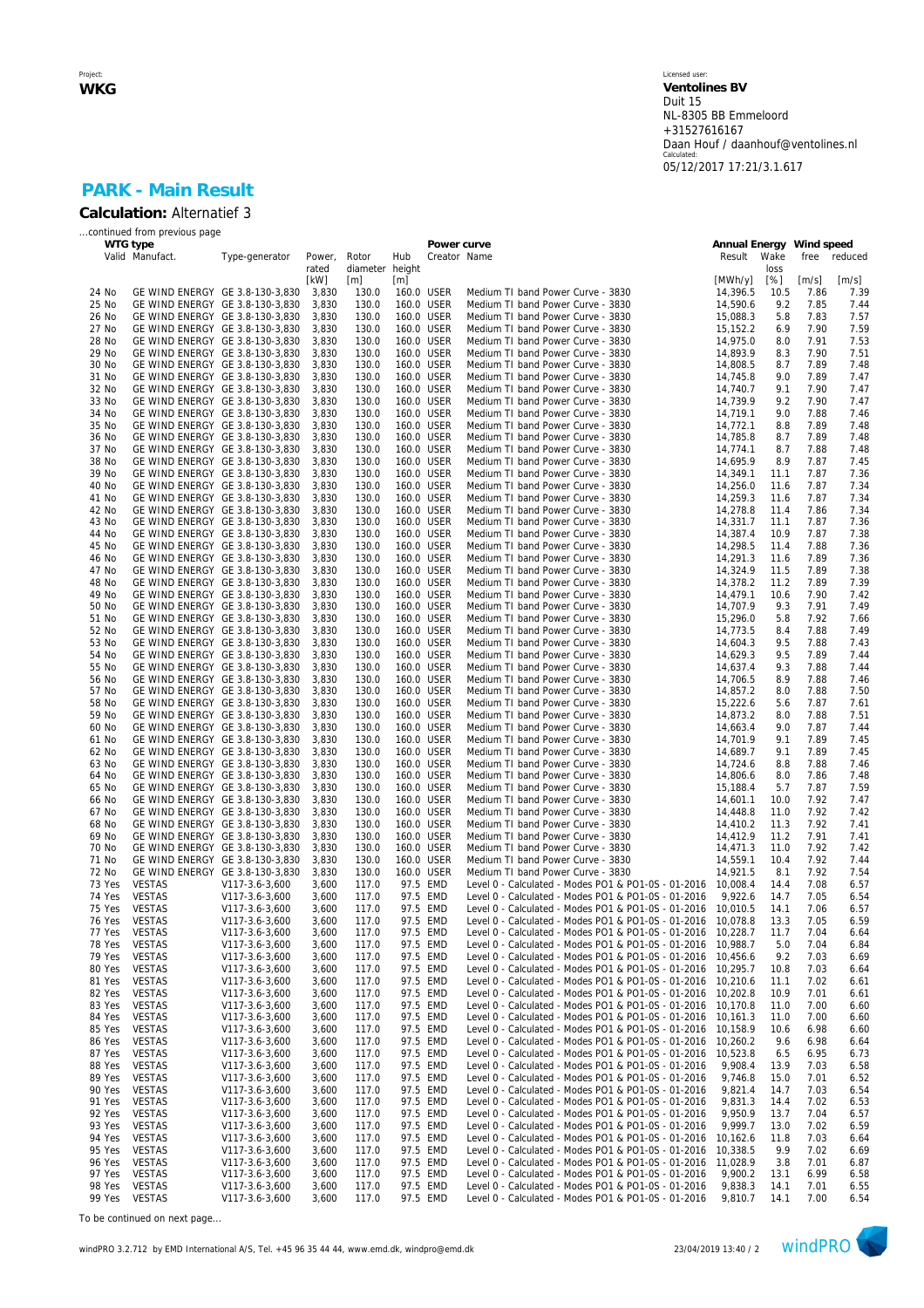Project:
**WKG**

Licensed user:
**Ventolines BV**
Duit 15
NL-8305 BB Emmeloord
+31527616167
Daan Houf / daanhouf@ventolines.nl
Calculated:
05/12/2017 17:21/3.1.617

## PARK - Main Result

**Calculation:** Alternatief 3

...continued from previous page

| | WTG type | | | | | | Power curve | | Annual Energy | | Wind speed | |
|---|---|---|---|---|---|---|---|---|---|---|---|---|
| | Valid | Manufact. | Type-generator | Power, rated | Rotor diameter | Hub height | Creator | Name | Result | Wake loss | free | reduced |
| | | | | [kW] | [m] | [m] | | | [MWh/y] | [%] | [m/s] | [m/s] |
| 24 | No | GE WIND ENERGY | GE 3.8-130-3,830 | 3,830 | 130.0 | 160.0 | USER | Medium TI band Power Curve - 3830 | 14,396.5 | 10.5 | 7.86 | 7.39 |
| 25 | No | GE WIND ENERGY | GE 3.8-130-3,830 | 3,830 | 130.0 | 160.0 | USER | Medium TI band Power Curve - 3830 | 14,590.6 | 9.2 | 7.85 | 7.44 |
| 26 | No | GE WIND ENERGY | GE 3.8-130-3,830 | 3,830 | 130.0 | 160.0 | USER | Medium TI band Power Curve - 3830 | 15,088.3 | 5.8 | 7.83 | 7.57 |
| 27 | No | GE WIND ENERGY | GE 3.8-130-3,830 | 3,830 | 130.0 | 160.0 | USER | Medium TI band Power Curve - 3830 | 15,152.2 | 6.9 | 7.90 | 7.59 |
| 28 | No | GE WIND ENERGY | GE 3.8-130-3,830 | 3,830 | 130.0 | 160.0 | USER | Medium TI band Power Curve - 3830 | 14,975.0 | 8.0 | 7.91 | 7.53 |
| 29 | No | GE WIND ENERGY | GE 3.8-130-3,830 | 3,830 | 130.0 | 160.0 | USER | Medium TI band Power Curve - 3830 | 14,893.9 | 8.3 | 7.90 | 7.51 |
| 30 | No | GE WIND ENERGY | GE 3.8-130-3,830 | 3,830 | 130.0 | 160.0 | USER | Medium TI band Power Curve - 3830 | 14,808.5 | 8.7 | 7.89 | 7.48 |
| 31 | No | GE WIND ENERGY | GE 3.8-130-3,830 | 3,830 | 130.0 | 160.0 | USER | Medium TI band Power Curve - 3830 | 14,745.8 | 9.0 | 7.89 | 7.47 |
| 32 | No | GE WIND ENERGY | GE 3.8-130-3,830 | 3,830 | 130.0 | 160.0 | USER | Medium TI band Power Curve - 3830 | 14,740.7 | 9.1 | 7.90 | 7.47 |
| 33 | No | GE WIND ENERGY | GE 3.8-130-3,830 | 3,830 | 130.0 | 160.0 | USER | Medium TI band Power Curve - 3830 | 14,739.9 | 9.2 | 7.90 | 7.47 |
| 34 | No | GE WIND ENERGY | GE 3.8-130-3,830 | 3,830 | 130.0 | 160.0 | USER | Medium TI band Power Curve - 3830 | 14,719.1 | 9.0 | 7.88 | 7.46 |
| 35 | No | GE WIND ENERGY | GE 3.8-130-3,830 | 3,830 | 130.0 | 160.0 | USER | Medium TI band Power Curve - 3830 | 14,772.1 | 8.8 | 7.89 | 7.48 |
| 36 | No | GE WIND ENERGY | GE 3.8-130-3,830 | 3,830 | 130.0 | 160.0 | USER | Medium TI band Power Curve - 3830 | 14,785.8 | 8.7 | 7.89 | 7.48 |
| 37 | No | GE WIND ENERGY | GE 3.8-130-3,830 | 3,830 | 130.0 | 160.0 | USER | Medium TI band Power Curve - 3830 | 14,774.1 | 8.7 | 7.88 | 7.48 |
| 38 | No | GE WIND ENERGY | GE 3.8-130-3,830 | 3,830 | 130.0 | 160.0 | USER | Medium TI band Power Curve - 3830 | 14,695.9 | 8.9 | 7.87 | 7.45 |
| 39 | No | GE WIND ENERGY | GE 3.8-130-3,830 | 3,830 | 130.0 | 160.0 | USER | Medium TI band Power Curve - 3830 | 14,349.1 | 11.1 | 7.87 | 7.36 |
| 40 | No | GE WIND ENERGY | GE 3.8-130-3,830 | 3,830 | 130.0 | 160.0 | USER | Medium TI band Power Curve - 3830 | 14,256.0 | 11.6 | 7.87 | 7.34 |
| 41 | No | GE WIND ENERGY | GE 3.8-130-3,830 | 3,830 | 130.0 | 160.0 | USER | Medium TI band Power Curve - 3830 | 14,259.3 | 11.6 | 7.87 | 7.34 |
| 42 | No | GE WIND ENERGY | GE 3.8-130-3,830 | 3,830 | 130.0 | 160.0 | USER | Medium TI band Power Curve - 3830 | 14,278.8 | 11.4 | 7.86 | 7.34 |
| 43 | No | GE WIND ENERGY | GE 3.8-130-3,830 | 3,830 | 130.0 | 160.0 | USER | Medium TI band Power Curve - 3830 | 14,331.7 | 11.1 | 7.87 | 7.36 |
| 44 | No | GE WIND ENERGY | GE 3.8-130-3,830 | 3,830 | 130.0 | 160.0 | USER | Medium TI band Power Curve - 3830 | 14,387.4 | 10.9 | 7.87 | 7.38 |
| 45 | No | GE WIND ENERGY | GE 3.8-130-3,830 | 3,830 | 130.0 | 160.0 | USER | Medium TI band Power Curve - 3830 | 14,298.5 | 11.4 | 7.88 | 7.36 |
| 46 | No | GE WIND ENERGY | GE 3.8-130-3,830 | 3,830 | 130.0 | 160.0 | USER | Medium TI band Power Curve - 3830 | 14,291.3 | 11.6 | 7.89 | 7.36 |
| 47 | No | GE WIND ENERGY | GE 3.8-130-3,830 | 3,830 | 130.0 | 160.0 | USER | Medium TI band Power Curve - 3830 | 14,324.9 | 11.5 | 7.89 | 7.38 |
| 48 | No | GE WIND ENERGY | GE 3.8-130-3,830 | 3,830 | 130.0 | 160.0 | USER | Medium TI band Power Curve - 3830 | 14,378.2 | 11.2 | 7.89 | 7.39 |
| 49 | No | GE WIND ENERGY | GE 3.8-130-3,830 | 3,830 | 130.0 | 160.0 | USER | Medium TI band Power Curve - 3830 | 14,479.1 | 10.6 | 7.90 | 7.42 |
| 50 | No | GE WIND ENERGY | GE 3.8-130-3,830 | 3,830 | 130.0 | 160.0 | USER | Medium TI band Power Curve - 3830 | 14,707.9 | 9.3 | 7.91 | 7.49 |
| 51 | No | GE WIND ENERGY | GE 3.8-130-3,830 | 3,830 | 130.0 | 160.0 | USER | Medium TI band Power Curve - 3830 | 15,296.0 | 5.8 | 7.92 | 7.66 |
| 52 | No | GE WIND ENERGY | GE 3.8-130-3,830 | 3,830 | 130.0 | 160.0 | USER | Medium TI band Power Curve - 3830 | 14,773.5 | 8.4 | 7.88 | 7.49 |
| 53 | No | GE WIND ENERGY | GE 3.8-130-3,830 | 3,830 | 130.0 | 160.0 | USER | Medium TI band Power Curve - 3830 | 14,604.3 | 9.5 | 7.88 | 7.43 |
| 54 | No | GE WIND ENERGY | GE 3.8-130-3,830 | 3,830 | 130.0 | 160.0 | USER | Medium TI band Power Curve - 3830 | 14,629.3 | 9.5 | 7.89 | 7.44 |
| 55 | No | GE WIND ENERGY | GE 3.8-130-3,830 | 3,830 | 130.0 | 160.0 | USER | Medium TI band Power Curve - 3830 | 14,637.4 | 9.3 | 7.88 | 7.44 |
| 56 | No | GE WIND ENERGY | GE 3.8-130-3,830 | 3,830 | 130.0 | 160.0 | USER | Medium TI band Power Curve - 3830 | 14,706.5 | 8.9 | 7.88 | 7.46 |
| 57 | No | GE WIND ENERGY | GE 3.8-130-3,830 | 3,830 | 130.0 | 160.0 | USER | Medium TI band Power Curve - 3830 | 14,857.2 | 8.0 | 7.88 | 7.50 |
| 58 | No | GE WIND ENERGY | GE 3.8-130-3,830 | 3,830 | 130.0 | 160.0 | USER | Medium TI band Power Curve - 3830 | 15,222.6 | 5.6 | 7.87 | 7.61 |
| 59 | No | GE WIND ENERGY | GE 3.8-130-3,830 | 3,830 | 130.0 | 160.0 | USER | Medium TI band Power Curve - 3830 | 14,873.2 | 8.0 | 7.88 | 7.51 |
| 60 | No | GE WIND ENERGY | GE 3.8-130-3,830 | 3,830 | 130.0 | 160.0 | USER | Medium TI band Power Curve - 3830 | 14,663.4 | 9.0 | 7.87 | 7.44 |
| 61 | No | GE WIND ENERGY | GE 3.8-130-3,830 | 3,830 | 130.0 | 160.0 | USER | Medium TI band Power Curve - 3830 | 14,701.9 | 9.1 | 7.89 | 7.45 |
| 62 | No | GE WIND ENERGY | GE 3.8-130-3,830 | 3,830 | 130.0 | 160.0 | USER | Medium TI band Power Curve - 3830 | 14,689.7 | 9.1 | 7.89 | 7.45 |
| 63 | No | GE WIND ENERGY | GE 3.8-130-3,830 | 3,830 | 130.0 | 160.0 | USER | Medium TI band Power Curve - 3830 | 14,724.6 | 8.8 | 7.88 | 7.46 |
| 64 | No | GE WIND ENERGY | GE 3.8-130-3,830 | 3,830 | 130.0 | 160.0 | USER | Medium TI band Power Curve - 3830 | 14,806.6 | 8.0 | 7.86 | 7.48 |
| 65 | No | GE WIND ENERGY | GE 3.8-130-3,830 | 3,830 | 130.0 | 160.0 | USER | Medium TI band Power Curve - 3830 | 15,188.4 | 5.7 | 7.87 | 7.59 |
| 66 | No | GE WIND ENERGY | GE 3.8-130-3,830 | 3,830 | 130.0 | 160.0 | USER | Medium TI band Power Curve - 3830 | 14,601.1 | 10.0 | 7.92 | 7.47 |
| 67 | No | GE WIND ENERGY | GE 3.8-130-3,830 | 3,830 | 130.0 | 160.0 | USER | Medium TI band Power Curve - 3830 | 14,448.8 | 11.0 | 7.92 | 7.42 |
| 68 | No | GE WIND ENERGY | GE 3.8-130-3,830 | 3,830 | 130.0 | 160.0 | USER | Medium TI band Power Curve - 3830 | 14,410.2 | 11.3 | 7.92 | 7.41 |
| 69 | No | GE WIND ENERGY | GE 3.8-130-3,830 | 3,830 | 130.0 | 160.0 | USER | Medium TI band Power Curve - 3830 | 14,412.9 | 11.2 | 7.91 | 7.41 |
| 70 | No | GE WIND ENERGY | GE 3.8-130-3,830 | 3,830 | 130.0 | 160.0 | USER | Medium TI band Power Curve - 3830 | 14,471.3 | 11.0 | 7.92 | 7.42 |
| 71 | No | GE WIND ENERGY | GE 3.8-130-3,830 | 3,830 | 130.0 | 160.0 | USER | Medium TI band Power Curve - 3830 | 14,559.1 | 10.4 | 7.92 | 7.44 |
| 72 | No | GE WIND ENERGY | GE 3.8-130-3,830 | 3,830 | 130.0 | 160.0 | USER | Medium TI band Power Curve - 3830 | 14,921.5 | 8.1 | 7.92 | 7.54 |
| 73 | Yes | VESTAS | V117-3.6-3,600 | 3,600 | 117.0 | 97.5 | EMD | Level 0 - Calculated - Modes PO1 & PO1-0S - 01-2016 | 10,008.4 | 14.4 | 7.08 | 6.57 |
| 74 | Yes | VESTAS | V117-3.6-3,600 | 3,600 | 117.0 | 97.5 | EMD | Level 0 - Calculated - Modes PO1 & PO1-0S - 01-2016 | 9,922.6 | 14.7 | 7.05 | 6.54 |
| 75 | Yes | VESTAS | V117-3.6-3,600 | 3,600 | 117.0 | 97.5 | EMD | Level 0 - Calculated - Modes PO1 & PO1-0S - 01-2016 | 10,010.5 | 14.1 | 7.06 | 6.57 |
| 76 | Yes | VESTAS | V117-3.6-3,600 | 3,600 | 117.0 | 97.5 | EMD | Level 0 - Calculated - Modes PO1 & PO1-0S - 01-2016 | 10,078.8 | 13.3 | 7.05 | 6.59 |
| 77 | Yes | VESTAS | V117-3.6-3,600 | 3,600 | 117.0 | 97.5 | EMD | Level 0 - Calculated - Modes PO1 & PO1-0S - 01-2016 | 10,228.7 | 11.7 | 7.04 | 6.64 |
| 78 | Yes | VESTAS | V117-3.6-3,600 | 3,600 | 117.0 | 97.5 | EMD | Level 0 - Calculated - Modes PO1 & PO1-0S - 01-2016 | 10,988.7 | 5.0 | 7.04 | 6.84 |
| 79 | Yes | VESTAS | V117-3.6-3,600 | 3,600 | 117.0 | 97.5 | EMD | Level 0 - Calculated - Modes PO1 & PO1-0S - 01-2016 | 10,456.6 | 9.2 | 7.03 | 6.69 |
| 80 | Yes | VESTAS | V117-3.6-3,600 | 3,600 | 117.0 | 97.5 | EMD | Level 0 - Calculated - Modes PO1 & PO1-0S - 01-2016 | 10,295.7 | 10.8 | 7.03 | 6.64 |
| 81 | Yes | VESTAS | V117-3.6-3,600 | 3,600 | 117.0 | 97.5 | EMD | Level 0 - Calculated - Modes PO1 & PO1-0S - 01-2016 | 10,210.6 | 11.1 | 7.02 | 6.61 |
| 82 | Yes | VESTAS | V117-3.6-3,600 | 3,600 | 117.0 | 97.5 | EMD | Level 0 - Calculated - Modes PO1 & PO1-0S - 01-2016 | 10,202.8 | 10.9 | 7.01 | 6.61 |
| 83 | Yes | VESTAS | V117-3.6-3,600 | 3,600 | 117.0 | 97.5 | EMD | Level 0 - Calculated - Modes PO1 & PO1-0S - 01-2016 | 10,170.8 | 11.0 | 7.00 | 6.60 |
| 84 | Yes | VESTAS | V117-3.6-3,600 | 3,600 | 117.0 | 97.5 | EMD | Level 0 - Calculated - Modes PO1 & PO1-0S - 01-2016 | 10,161.3 | 11.0 | 7.00 | 6.60 |
| 85 | Yes | VESTAS | V117-3.6-3,600 | 3,600 | 117.0 | 97.5 | EMD | Level 0 - Calculated - Modes PO1 & PO1-0S - 01-2016 | 10,158.9 | 10.6 | 6.98 | 6.60 |
| 86 | Yes | VESTAS | V117-3.6-3,600 | 3,600 | 117.0 | 97.5 | EMD | Level 0 - Calculated - Modes PO1 & PO1-0S - 01-2016 | 10,260.2 | 9.6 | 6.98 | 6.64 |
| 87 | Yes | VESTAS | V117-3.6-3,600 | 3,600 | 117.0 | 97.5 | EMD | Level 0 - Calculated - Modes PO1 & PO1-0S - 01-2016 | 10,523.8 | 6.5 | 6.95 | 6.73 |
| 88 | Yes | VESTAS | V117-3.6-3,600 | 3,600 | 117.0 | 97.5 | EMD | Level 0 - Calculated - Modes PO1 & PO1-0S - 01-2016 | 9,908.4 | 13.9 | 7.03 | 6.58 |
| 89 | Yes | VESTAS | V117-3.6-3,600 | 3,600 | 117.0 | 97.5 | EMD | Level 0 - Calculated - Modes PO1 & PO1-0S - 01-2016 | 9,746.8 | 15.0 | 7.01 | 6.52 |
| 90 | Yes | VESTAS | V117-3.6-3,600 | 3,600 | 117.0 | 97.5 | EMD | Level 0 - Calculated - Modes PO1 & PO1-0S - 01-2016 | 9,821.4 | 14.7 | 7.03 | 6.54 |
| 91 | Yes | VESTAS | V117-3.6-3,600 | 3,600 | 117.0 | 97.5 | EMD | Level 0 - Calculated - Modes PO1 & PO1-0S - 01-2016 | 9,831.3 | 14.4 | 7.02 | 6.53 |
| 92 | Yes | VESTAS | V117-3.6-3,600 | 3,600 | 117.0 | 97.5 | EMD | Level 0 - Calculated - Modes PO1 & PO1-0S - 01-2016 | 9,950.9 | 13.7 | 7.04 | 6.57 |
| 93 | Yes | VESTAS | V117-3.6-3,600 | 3,600 | 117.0 | 97.5 | EMD | Level 0 - Calculated - Modes PO1 & PO1-0S - 01-2016 | 9,999.7 | 13.0 | 7.02 | 6.59 |
| 94 | Yes | VESTAS | V117-3.6-3,600 | 3,600 | 117.0 | 97.5 | EMD | Level 0 - Calculated - Modes PO1 & PO1-0S - 01-2016 | 10,162.6 | 11.8 | 7.03 | 6.64 |
| 95 | Yes | VESTAS | V117-3.6-3,600 | 3,600 | 117.0 | 97.5 | EMD | Level 0 - Calculated - Modes PO1 & PO1-0S - 01-2016 | 10,338.5 | 9.9 | 7.02 | 6.69 |
| 96 | Yes | VESTAS | V117-3.6-3,600 | 3,600 | 117.0 | 97.5 | EMD | Level 0 - Calculated - Modes PO1 & PO1-0S - 01-2016 | 11,028.9 | 3.8 | 7.01 | 6.87 |
| 97 | Yes | VESTAS | V117-3.6-3,600 | 3,600 | 117.0 | 97.5 | EMD | Level 0 - Calculated - Modes PO1 & PO1-0S - 01-2016 | 9,900.2 | 13.1 | 6.99 | 6.58 |
| 98 | Yes | VESTAS | V117-3.6-3,600 | 3,600 | 117.0 | 97.5 | EMD | Level 0 - Calculated - Modes PO1 & PO1-0S - 01-2016 | 9,838.3 | 14.1 | 7.01 | 6.55 |
| 99 | Yes | VESTAS | V117-3.6-3,600 | 3,600 | 117.0 | 97.5 | EMD | Level 0 - Calculated - Modes PO1 & PO1-0S - 01-2016 | 9,810.7 | 14.1 | 7.00 | 6.54 |

To be continued on next page...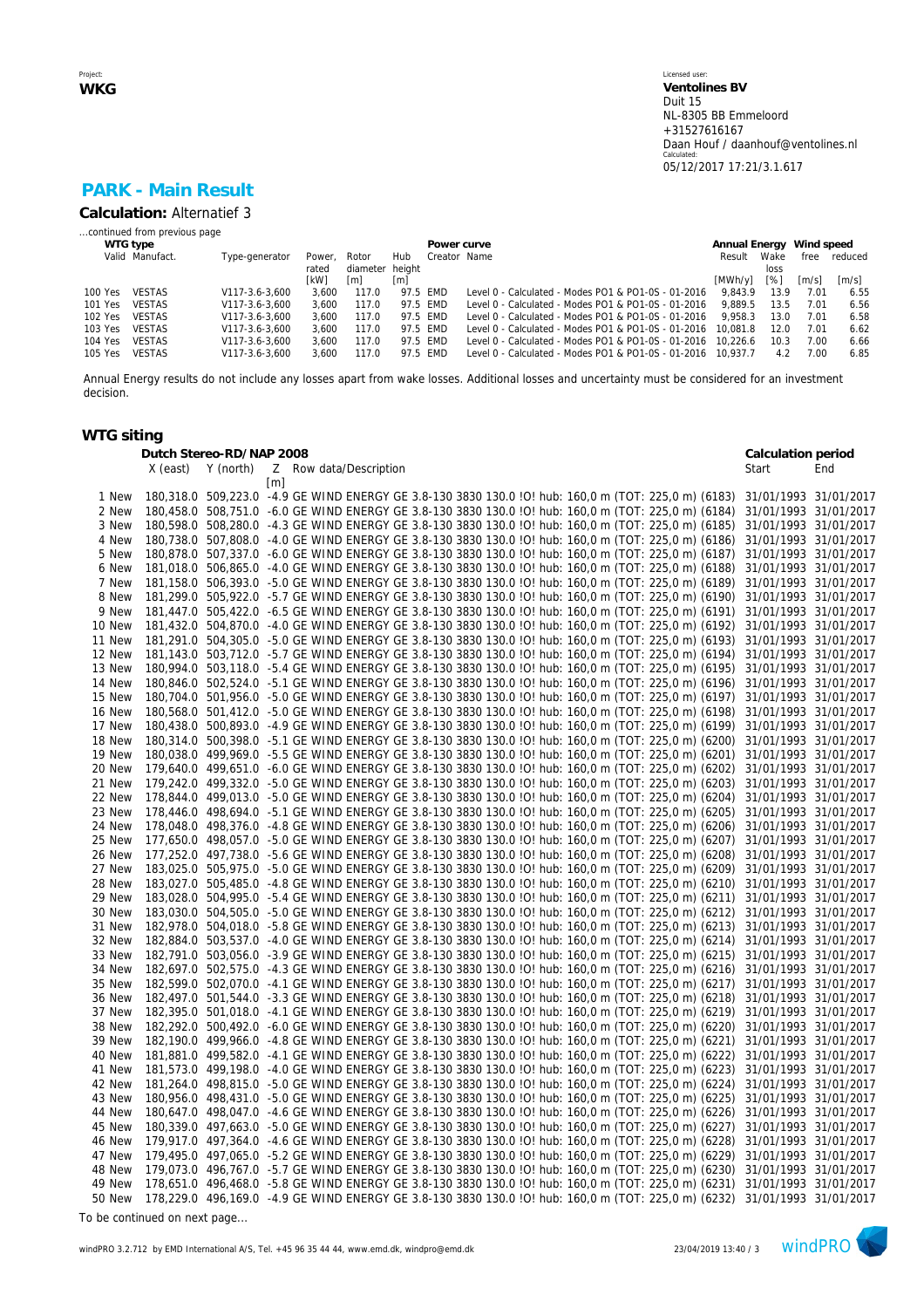Project:
**WKG**

Licensed user:
**Ventolines BV**
Duit 15
NL-8305 BB Emmeloord
+31527616167
Daan Houf / daanhouf@ventolines.nl
Calculated:
05/12/2017 17:21/3.1.617

## PARK - Main Result

**Calculation:** Alternatief 3

...continued from previous page

| | WTG type | | | | | Power curve | | Annual Energy | | Wind speed | |
|---|---|---|---|---|---|---|---|---|---|---|---|
| | Valid | Manufact. | Type-generator | Power, rated | Rotor diameter | Hub height | Creator | Name | Result | Wake loss | free | reduced |
| | | | | [kW] | [m] | [m] | | | [MWh/y] | [%] | [m/s] | [m/s] |
| 100 | Yes | VESTAS | V117-3.6-3,600 | 3,600 | 117.0 | 97.5 | EMD | Level 0 - Calculated - Modes PO1 & PO1-0S - 01-2016 | 9,843.9 | 13.9 | 7.01 | 6.55 |
| 101 | Yes | VESTAS | V117-3.6-3,600 | 3,600 | 117.0 | 97.5 | EMD | Level 0 - Calculated - Modes PO1 & PO1-0S - 01-2016 | 9,889.5 | 13.5 | 7.01 | 6.56 |
| 102 | Yes | VESTAS | V117-3.6-3,600 | 3,600 | 117.0 | 97.5 | EMD | Level 0 - Calculated - Modes PO1 & PO1-0S - 01-2016 | 9,958.3 | 13.0 | 7.01 | 6.58 |
| 103 | Yes | VESTAS | V117-3.6-3,600 | 3,600 | 117.0 | 97.5 | EMD | Level 0 - Calculated - Modes PO1 & PO1-0S - 01-2016 | 10,081.8 | 12.0 | 7.01 | 6.62 |
| 104 | Yes | VESTAS | V117-3.6-3,600 | 3,600 | 117.0 | 97.5 | EMD | Level 0 - Calculated - Modes PO1 & PO1-0S - 01-2016 | 10,226.6 | 10.3 | 7.00 | 6.66 |
| 105 | Yes | VESTAS | V117-3.6-3,600 | 3,600 | 117.0 | 97.5 | EMD | Level 0 - Calculated - Modes PO1 & PO1-0S - 01-2016 | 10,937.7 | 4.2 | 7.00 | 6.85 |

Annual Energy results do not include any losses apart from wake losses. Additional losses and uncertainty must be considered for an investment decision.

### WTG siting

| | Dutch Stereo-RD/NAP 2008 | | | | Calculation period | |
|---|---|---|---|---|---|---|
| | X (east) | Y (north) | Z [m] | Row data/Description | Start | End |
| 1 New | 180,318.0 | 509,223.0 | -4.9 | GE WIND ENERGY GE 3.8-130 3830 130.0 !O! hub: 160,0 m (TOT: 225,0 m) (6183) | 31/01/1993 | 31/01/2017 |
| 2 New | 180,458.0 | 508,751.0 | -6.0 | GE WIND ENERGY GE 3.8-130 3830 130.0 !O! hub: 160,0 m (TOT: 225,0 m) (6184) | 31/01/1993 | 31/01/2017 |
| 3 New | 180,598.0 | 508,280.0 | -4.3 | GE WIND ENERGY GE 3.8-130 3830 130.0 !O! hub: 160,0 m (TOT: 225,0 m) (6185) | 31/01/1993 | 31/01/2017 |
| 4 New | 180,738.0 | 507,808.0 | -4.0 | GE WIND ENERGY GE 3.8-130 3830 130.0 !O! hub: 160,0 m (TOT: 225,0 m) (6186) | 31/01/1993 | 31/01/2017 |
| 5 New | 180,878.0 | 507,337.0 | -6.0 | GE WIND ENERGY GE 3.8-130 3830 130.0 !O! hub: 160,0 m (TOT: 225,0 m) (6187) | 31/01/1993 | 31/01/2017 |
| 6 New | 181,018.0 | 506,865.0 | -4.0 | GE WIND ENERGY GE 3.8-130 3830 130.0 !O! hub: 160,0 m (TOT: 225,0 m) (6188) | 31/01/1993 | 31/01/2017 |
| 7 New | 181,158.0 | 506,393.0 | -5.0 | GE WIND ENERGY GE 3.8-130 3830 130.0 !O! hub: 160,0 m (TOT: 225,0 m) (6189) | 31/01/1993 | 31/01/2017 |
| 8 New | 181,299.0 | 505,922.0 | -5.7 | GE WIND ENERGY GE 3.8-130 3830 130.0 !O! hub: 160,0 m (TOT: 225,0 m) (6190) | 31/01/1993 | 31/01/2017 |
| 9 New | 181,447.0 | 505,422.0 | -6.5 | GE WIND ENERGY GE 3.8-130 3830 130.0 !O! hub: 160,0 m (TOT: 225,0 m) (6191) | 31/01/1993 | 31/01/2017 |
| 10 New | 181,432.0 | 504,870.0 | -4.0 | GE WIND ENERGY GE 3.8-130 3830 130.0 !O! hub: 160,0 m (TOT: 225,0 m) (6192) | 31/01/1993 | 31/01/2017 |
| 11 New | 181,291.0 | 504,305.0 | -5.0 | GE WIND ENERGY GE 3.8-130 3830 130.0 !O! hub: 160,0 m (TOT: 225,0 m) (6193) | 31/01/1993 | 31/01/2017 |
| 12 New | 181,143.0 | 503,712.0 | -5.7 | GE WIND ENERGY GE 3.8-130 3830 130.0 !O! hub: 160,0 m (TOT: 225,0 m) (6194) | 31/01/1993 | 31/01/2017 |
| 13 New | 180,994.0 | 503,118.0 | -5.4 | GE WIND ENERGY GE 3.8-130 3830 130.0 !O! hub: 160,0 m (TOT: 225,0 m) (6195) | 31/01/1993 | 31/01/2017 |
| 14 New | 180,846.0 | 502,524.0 | -5.1 | GE WIND ENERGY GE 3.8-130 3830 130.0 !O! hub: 160,0 m (TOT: 225,0 m) (6196) | 31/01/1993 | 31/01/2017 |
| 15 New | 180,704.0 | 501,956.0 | -5.0 | GE WIND ENERGY GE 3.8-130 3830 130.0 !O! hub: 160,0 m (TOT: 225,0 m) (6197) | 31/01/1993 | 31/01/2017 |
| 16 New | 180,568.0 | 501,412.0 | -5.0 | GE WIND ENERGY GE 3.8-130 3830 130.0 !O! hub: 160,0 m (TOT: 225,0 m) (6198) | 31/01/1993 | 31/01/2017 |
| 17 New | 180,438.0 | 500,893.0 | -4.9 | GE WIND ENERGY GE 3.8-130 3830 130.0 !O! hub: 160,0 m (TOT: 225,0 m) (6199) | 31/01/1993 | 31/01/2017 |
| 18 New | 180,314.0 | 500,398.0 | -5.1 | GE WIND ENERGY GE 3.8-130 3830 130.0 !O! hub: 160,0 m (TOT: 225,0 m) (6200) | 31/01/1993 | 31/01/2017 |
| 19 New | 180,038.0 | 499,969.0 | -5.5 | GE WIND ENERGY GE 3.8-130 3830 130.0 !O! hub: 160,0 m (TOT: 225,0 m) (6201) | 31/01/1993 | 31/01/2017 |
| 20 New | 179,640.0 | 499,651.0 | -6.0 | GE WIND ENERGY GE 3.8-130 3830 130.0 !O! hub: 160,0 m (TOT: 225,0 m) (6202) | 31/01/1993 | 31/01/2017 |
| 21 New | 179,242.0 | 499,332.0 | -5.0 | GE WIND ENERGY GE 3.8-130 3830 130.0 !O! hub: 160,0 m (TOT: 225,0 m) (6203) | 31/01/1993 | 31/01/2017 |
| 22 New | 178,844.0 | 499,013.0 | -5.0 | GE WIND ENERGY GE 3.8-130 3830 130.0 !O! hub: 160,0 m (TOT: 225,0 m) (6204) | 31/01/1993 | 31/01/2017 |
| 23 New | 178,446.0 | 498,694.0 | -5.1 | GE WIND ENERGY GE 3.8-130 3830 130.0 !O! hub: 160,0 m (TOT: 225,0 m) (6205) | 31/01/1993 | 31/01/2017 |
| 24 New | 178,048.0 | 498,376.0 | -4.8 | GE WIND ENERGY GE 3.8-130 3830 130.0 !O! hub: 160,0 m (TOT: 225,0 m) (6206) | 31/01/1993 | 31/01/2017 |
| 25 New | 177,650.0 | 498,057.0 | -5.0 | GE WIND ENERGY GE 3.8-130 3830 130.0 !O! hub: 160,0 m (TOT: 225,0 m) (6207) | 31/01/1993 | 31/01/2017 |
| 26 New | 177,252.0 | 497,738.0 | -5.6 | GE WIND ENERGY GE 3.8-130 3830 130.0 !O! hub: 160,0 m (TOT: 225,0 m) (6208) | 31/01/1993 | 31/01/2017 |
| 27 New | 183,025.0 | 505,975.0 | -5.0 | GE WIND ENERGY GE 3.8-130 3830 130.0 !O! hub: 160,0 m (TOT: 225,0 m) (6209) | 31/01/1993 | 31/01/2017 |
| 28 New | 183,027.0 | 505,485.0 | -4.8 | GE WIND ENERGY GE 3.8-130 3830 130.0 !O! hub: 160,0 m (TOT: 225,0 m) (6210) | 31/01/1993 | 31/01/2017 |
| 29 New | 183,028.0 | 504,995.0 | -5.4 | GE WIND ENERGY GE 3.8-130 3830 130.0 !O! hub: 160,0 m (TOT: 225,0 m) (6211) | 31/01/1993 | 31/01/2017 |
| 30 New | 183,030.0 | 504,505.0 | -5.0 | GE WIND ENERGY GE 3.8-130 3830 130.0 !O! hub: 160,0 m (TOT: 225,0 m) (6212) | 31/01/1993 | 31/01/2017 |
| 31 New | 182,978.0 | 504,018.0 | -5.8 | GE WIND ENERGY GE 3.8-130 3830 130.0 !O! hub: 160,0 m (TOT: 225,0 m) (6213) | 31/01/1993 | 31/01/2017 |
| 32 New | 182,884.0 | 503,537.0 | -4.0 | GE WIND ENERGY GE 3.8-130 3830 130.0 !O! hub: 160,0 m (TOT: 225,0 m) (6214) | 31/01/1993 | 31/01/2017 |
| 33 New | 182,791.0 | 503,056.0 | -3.9 | GE WIND ENERGY GE 3.8-130 3830 130.0 !O! hub: 160,0 m (TOT: 225,0 m) (6215) | 31/01/1993 | 31/01/2017 |
| 34 New | 182,697.0 | 502,575.0 | -4.3 | GE WIND ENERGY GE 3.8-130 3830 130.0 !O! hub: 160,0 m (TOT: 225,0 m) (6216) | 31/01/1993 | 31/01/2017 |
| 35 New | 182,599.0 | 502,070.0 | -4.1 | GE WIND ENERGY GE 3.8-130 3830 130.0 !O! hub: 160,0 m (TOT: 225,0 m) (6217) | 31/01/1993 | 31/01/2017 |
| 36 New | 182,497.0 | 501,544.0 | -3.3 | GE WIND ENERGY GE 3.8-130 3830 130.0 !O! hub: 160,0 m (TOT: 225,0 m) (6218) | 31/01/1993 | 31/01/2017 |
| 37 New | 182,395.0 | 501,018.0 | -4.1 | GE WIND ENERGY GE 3.8-130 3830 130.0 !O! hub: 160,0 m (TOT: 225,0 m) (6219) | 31/01/1993 | 31/01/2017 |
| 38 New | 182,292.0 | 500,492.0 | -6.0 | GE WIND ENERGY GE 3.8-130 3830 130.0 !O! hub: 160,0 m (TOT: 225,0 m) (6220) | 31/01/1993 | 31/01/2017 |
| 39 New | 182,190.0 | 499,966.0 | -4.8 | GE WIND ENERGY GE 3.8-130 3830 130.0 !O! hub: 160,0 m (TOT: 225,0 m) (6221) | 31/01/1993 | 31/01/2017 |
| 40 New | 181,881.0 | 499,582.0 | -4.1 | GE WIND ENERGY GE 3.8-130 3830 130.0 !O! hub: 160,0 m (TOT: 225,0 m) (6222) | 31/01/1993 | 31/01/2017 |
| 41 New | 181,573.0 | 499,198.0 | -4.0 | GE WIND ENERGY GE 3.8-130 3830 130.0 !O! hub: 160,0 m (TOT: 225,0 m) (6223) | 31/01/1993 | 31/01/2017 |
| 42 New | 181,264.0 | 498,815.0 | -5.0 | GE WIND ENERGY GE 3.8-130 3830 130.0 !O! hub: 160,0 m (TOT: 225,0 m) (6224) | 31/01/1993 | 31/01/2017 |
| 43 New | 180,956.0 | 498,431.0 | -5.0 | GE WIND ENERGY GE 3.8-130 3830 130.0 !O! hub: 160,0 m (TOT: 225,0 m) (6225) | 31/01/1993 | 31/01/2017 |
| 44 New | 180,647.0 | 498,047.0 | -4.6 | GE WIND ENERGY GE 3.8-130 3830 130.0 !O! hub: 160,0 m (TOT: 225,0 m) (6226) | 31/01/1993 | 31/01/2017 |
| 45 New | 180,339.0 | 497,663.0 | -5.0 | GE WIND ENERGY GE 3.8-130 3830 130.0 !O! hub: 160,0 m (TOT: 225,0 m) (6227) | 31/01/1993 | 31/01/2017 |
| 46 New | 179,917.0 | 497,364.0 | -4.6 | GE WIND ENERGY GE 3.8-130 3830 130.0 !O! hub: 160,0 m (TOT: 225,0 m) (6228) | 31/01/1993 | 31/01/2017 |
| 47 New | 179,495.0 | 497,065.0 | -5.2 | GE WIND ENERGY GE 3.8-130 3830 130.0 !O! hub: 160,0 m (TOT: 225,0 m) (6229) | 31/01/1993 | 31/01/2017 |
| 48 New | 179,073.0 | 496,767.0 | -5.7 | GE WIND ENERGY GE 3.8-130 3830 130.0 !O! hub: 160,0 m (TOT: 225,0 m) (6230) | 31/01/1993 | 31/01/2017 |
| 49 New | 178,651.0 | 496,468.0 | -5.8 | GE WIND ENERGY GE 3.8-130 3830 130.0 !O! hub: 160,0 m (TOT: 225,0 m) (6231) | 31/01/1993 | 31/01/2017 |
| 50 New | 178,229.0 | 496,169.0 | -4.9 | GE WIND ENERGY GE 3.8-130 3830 130.0 !O! hub: 160,0 m (TOT: 225,0 m) (6232) | 31/01/1993 | 31/01/2017 |

To be continued on next page...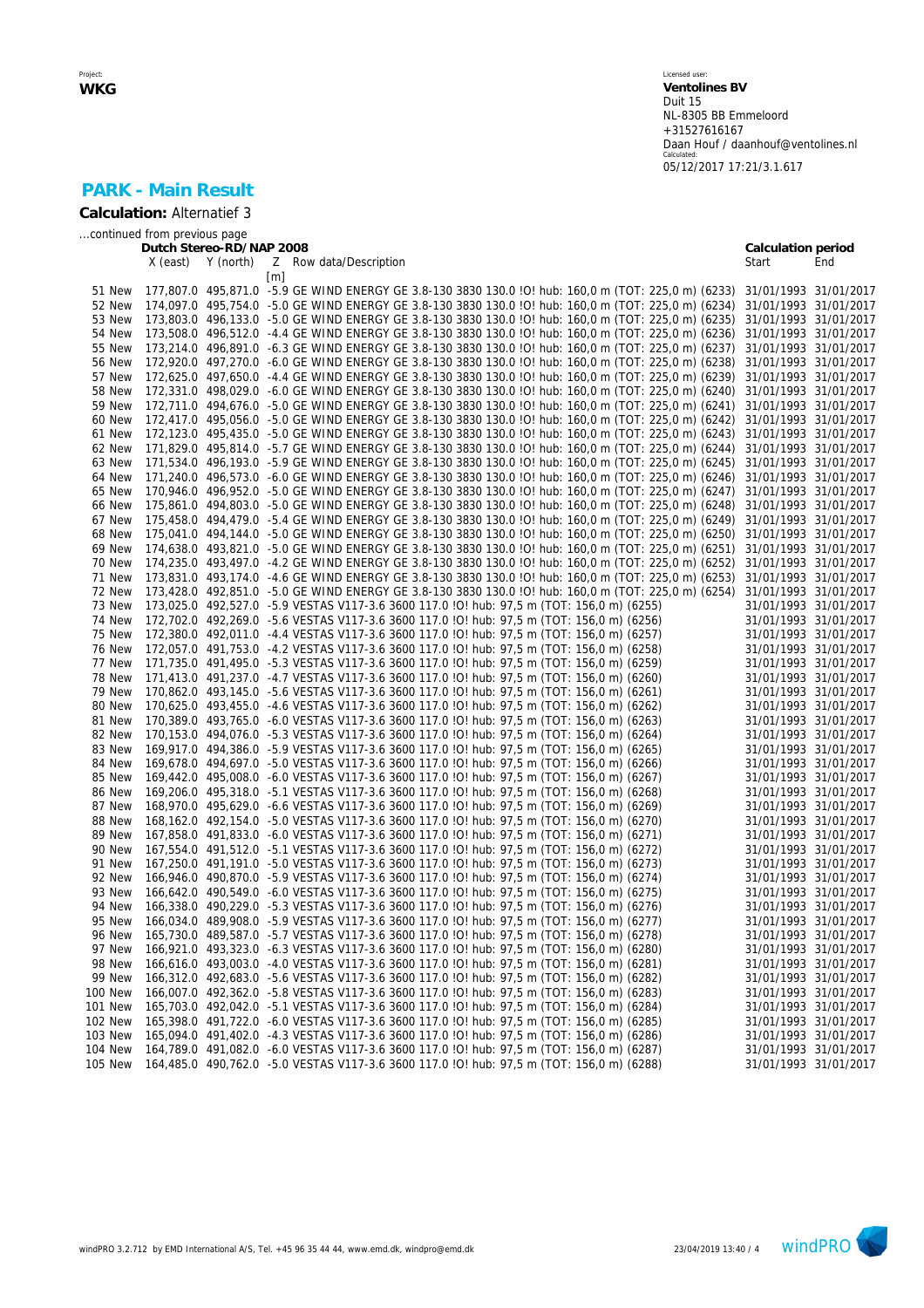Project:
**WKG**

Licensed user:
**Ventolines BV**
Duit 15
NL-8305 BB Emmeloord
+31527616167
Daan Houf / daanhouf@ventolines.nl
Calculated:
05/12/2017 17:21/3.1.617

## PARK - Main Result

**Calculation:** Alternatief 3

...continued from previous page

| | Dutch Stereo-RD/NAP 2008 | | | | Calculation period | |
|---|---|---|---|---|---|---|
| | X (east) | Y (north) | Z | Row data/Description | Start | End |
| | | | [m] | | | |
| 51 New | 177,807.0 | 495,871.0 | -5.9 | GE WIND ENERGY GE 3.8-130 3830 130.0 !O! hub: 160,0 m (TOT: 225,0 m) (6233) | 31/01/1993 | 31/01/2017 |
| 52 New | 174,097.0 | 495,754.0 | -5.0 | GE WIND ENERGY GE 3.8-130 3830 130.0 !O! hub: 160,0 m (TOT: 225,0 m) (6234) | 31/01/1993 | 31/01/2017 |
| 53 New | 173,803.0 | 496,133.0 | -5.0 | GE WIND ENERGY GE 3.8-130 3830 130.0 !O! hub: 160,0 m (TOT: 225,0 m) (6235) | 31/01/1993 | 31/01/2017 |
| 54 New | 173,508.0 | 496,512.0 | -4.4 | GE WIND ENERGY GE 3.8-130 3830 130.0 !O! hub: 160,0 m (TOT: 225,0 m) (6236) | 31/01/1993 | 31/01/2017 |
| 55 New | 173,214.0 | 496,891.0 | -6.3 | GE WIND ENERGY GE 3.8-130 3830 130.0 !O! hub: 160,0 m (TOT: 225,0 m) (6237) | 31/01/1993 | 31/01/2017 |
| 56 New | 172,920.0 | 497,270.0 | -6.0 | GE WIND ENERGY GE 3.8-130 3830 130.0 !O! hub: 160,0 m (TOT: 225,0 m) (6238) | 31/01/1993 | 31/01/2017 |
| 57 New | 172,625.0 | 497,650.0 | -4.4 | GE WIND ENERGY GE 3.8-130 3830 130.0 !O! hub: 160,0 m (TOT: 225,0 m) (6239) | 31/01/1993 | 31/01/2017 |
| 58 New | 172,331.0 | 498,029.0 | -6.0 | GE WIND ENERGY GE 3.8-130 3830 130.0 !O! hub: 160,0 m (TOT: 225,0 m) (6240) | 31/01/1993 | 31/01/2017 |
| 59 New | 172,711.0 | 494,676.0 | -5.0 | GE WIND ENERGY GE 3.8-130 3830 130.0 !O! hub: 160,0 m (TOT: 225,0 m) (6241) | 31/01/1993 | 31/01/2017 |
| 60 New | 172,417.0 | 495,056.0 | -5.0 | GE WIND ENERGY GE 3.8-130 3830 130.0 !O! hub: 160,0 m (TOT: 225,0 m) (6242) | 31/01/1993 | 31/01/2017 |
| 61 New | 172,123.0 | 495,435.0 | -5.0 | GE WIND ENERGY GE 3.8-130 3830 130.0 !O! hub: 160,0 m (TOT: 225,0 m) (6243) | 31/01/1993 | 31/01/2017 |
| 62 New | 171,829.0 | 495,814.0 | -5.7 | GE WIND ENERGY GE 3.8-130 3830 130.0 !O! hub: 160,0 m (TOT: 225,0 m) (6244) | 31/01/1993 | 31/01/2017 |
| 63 New | 171,534.0 | 496,193.0 | -5.9 | GE WIND ENERGY GE 3.8-130 3830 130.0 !O! hub: 160,0 m (TOT: 225,0 m) (6245) | 31/01/1993 | 31/01/2017 |
| 64 New | 171,240.0 | 496,573.0 | -6.0 | GE WIND ENERGY GE 3.8-130 3830 130.0 !O! hub: 160,0 m (TOT: 225,0 m) (6246) | 31/01/1993 | 31/01/2017 |
| 65 New | 170,946.0 | 496,952.0 | -5.0 | GE WIND ENERGY GE 3.8-130 3830 130.0 !O! hub: 160,0 m (TOT: 225,0 m) (6247) | 31/01/1993 | 31/01/2017 |
| 66 New | 175,861.0 | 494,803.0 | -5.0 | GE WIND ENERGY GE 3.8-130 3830 130.0 !O! hub: 160,0 m (TOT: 225,0 m) (6248) | 31/01/1993 | 31/01/2017 |
| 67 New | 175,458.0 | 494,479.0 | -5.4 | GE WIND ENERGY GE 3.8-130 3830 130.0 !O! hub: 160,0 m (TOT: 225,0 m) (6249) | 31/01/1993 | 31/01/2017 |
| 68 New | 175,041.0 | 494,144.0 | -5.0 | GE WIND ENERGY GE 3.8-130 3830 130.0 !O! hub: 160,0 m (TOT: 225,0 m) (6250) | 31/01/1993 | 31/01/2017 |
| 69 New | 174,638.0 | 493,821.0 | -5.0 | GE WIND ENERGY GE 3.8-130 3830 130.0 !O! hub: 160,0 m (TOT: 225,0 m) (6251) | 31/01/1993 | 31/01/2017 |
| 70 New | 174,235.0 | 493,497.0 | -4.2 | GE WIND ENERGY GE 3.8-130 3830 130.0 !O! hub: 160,0 m (TOT: 225,0 m) (6252) | 31/01/1993 | 31/01/2017 |
| 71 New | 173,831.0 | 493,174.0 | -4.6 | GE WIND ENERGY GE 3.8-130 3830 130.0 !O! hub: 160,0 m (TOT: 225,0 m) (6253) | 31/01/1993 | 31/01/2017 |
| 72 New | 173,428.0 | 492,851.0 | -5.0 | GE WIND ENERGY GE 3.8-130 3830 130.0 !O! hub: 160,0 m (TOT: 225,0 m) (6254) | 31/01/1993 | 31/01/2017 |
| 73 New | 173,025.0 | 492,527.0 | -5.9 | VESTAS V117-3.6 3600 117.0 !O! hub: 97,5 m (TOT: 156,0 m) (6255) | 31/01/1993 | 31/01/2017 |
| 74 New | 172,702.0 | 492,269.0 | -5.6 | VESTAS V117-3.6 3600 117.0 !O! hub: 97,5 m (TOT: 156,0 m) (6256) | 31/01/1993 | 31/01/2017 |
| 75 New | 172,380.0 | 492,011.0 | -4.4 | VESTAS V117-3.6 3600 117.0 !O! hub: 97,5 m (TOT: 156,0 m) (6257) | 31/01/1993 | 31/01/2017 |
| 76 New | 172,057.0 | 491,753.0 | -4.2 | VESTAS V117-3.6 3600 117.0 !O! hub: 97,5 m (TOT: 156,0 m) (6258) | 31/01/1993 | 31/01/2017 |
| 77 New | 171,735.0 | 491,495.0 | -5.3 | VESTAS V117-3.6 3600 117.0 !O! hub: 97,5 m (TOT: 156,0 m) (6259) | 31/01/1993 | 31/01/2017 |
| 78 New | 171,413.0 | 491,237.0 | -4.7 | VESTAS V117-3.6 3600 117.0 !O! hub: 97,5 m (TOT: 156,0 m) (6260) | 31/01/1993 | 31/01/2017 |
| 79 New | 170,862.0 | 493,145.0 | -5.6 | VESTAS V117-3.6 3600 117.0 !O! hub: 97,5 m (TOT: 156,0 m) (6261) | 31/01/1993 | 31/01/2017 |
| 80 New | 170,625.0 | 493,455.0 | -4.6 | VESTAS V117-3.6 3600 117.0 !O! hub: 97,5 m (TOT: 156,0 m) (6262) | 31/01/1993 | 31/01/2017 |
| 81 New | 170,389.0 | 493,765.0 | -6.0 | VESTAS V117-3.6 3600 117.0 !O! hub: 97,5 m (TOT: 156,0 m) (6263) | 31/01/1993 | 31/01/2017 |
| 82 New | 170,153.0 | 494,076.0 | -5.3 | VESTAS V117-3.6 3600 117.0 !O! hub: 97,5 m (TOT: 156,0 m) (6264) | 31/01/1993 | 31/01/2017 |
| 83 New | 169,917.0 | 494,386.0 | -5.9 | VESTAS V117-3.6 3600 117.0 !O! hub: 97,5 m (TOT: 156,0 m) (6265) | 31/01/1993 | 31/01/2017 |
| 84 New | 169,678.0 | 494,697.0 | -5.0 | VESTAS V117-3.6 3600 117.0 !O! hub: 97,5 m (TOT: 156,0 m) (6266) | 31/01/1993 | 31/01/2017 |
| 85 New | 169,442.0 | 495,008.0 | -6.0 | VESTAS V117-3.6 3600 117.0 !O! hub: 97,5 m (TOT: 156,0 m) (6267) | 31/01/1993 | 31/01/2017 |
| 86 New | 169,206.0 | 495,318.0 | -5.1 | VESTAS V117-3.6 3600 117.0 !O! hub: 97,5 m (TOT: 156,0 m) (6268) | 31/01/1993 | 31/01/2017 |
| 87 New | 168,970.0 | 495,629.0 | -6.6 | VESTAS V117-3.6 3600 117.0 !O! hub: 97,5 m (TOT: 156,0 m) (6269) | 31/01/1993 | 31/01/2017 |
| 88 New | 168,162.0 | 492,154.0 | -5.0 | VESTAS V117-3.6 3600 117.0 !O! hub: 97,5 m (TOT: 156,0 m) (6270) | 31/01/1993 | 31/01/2017 |
| 89 New | 167,858.0 | 491,833.0 | -6.0 | VESTAS V117-3.6 3600 117.0 !O! hub: 97,5 m (TOT: 156,0 m) (6271) | 31/01/1993 | 31/01/2017 |
| 90 New | 167,554.0 | 491,512.0 | -5.1 | VESTAS V117-3.6 3600 117.0 !O! hub: 97,5 m (TOT: 156,0 m) (6272) | 31/01/1993 | 31/01/2017 |
| 91 New | 167,250.0 | 491,191.0 | -5.0 | VESTAS V117-3.6 3600 117.0 !O! hub: 97,5 m (TOT: 156,0 m) (6273) | 31/01/1993 | 31/01/2017 |
| 92 New | 166,946.0 | 490,870.0 | -5.9 | VESTAS V117-3.6 3600 117.0 !O! hub: 97,5 m (TOT: 156,0 m) (6274) | 31/01/1993 | 31/01/2017 |
| 93 New | 166,642.0 | 490,549.0 | -6.0 | VESTAS V117-3.6 3600 117.0 !O! hub: 97,5 m (TOT: 156,0 m) (6275) | 31/01/1993 | 31/01/2017 |
| 94 New | 166,338.0 | 490,229.0 | -5.3 | VESTAS V117-3.6 3600 117.0 !O! hub: 97,5 m (TOT: 156,0 m) (6276) | 31/01/1993 | 31/01/2017 |
| 95 New | 166,034.0 | 489,908.0 | -5.9 | VESTAS V117-3.6 3600 117.0 !O! hub: 97,5 m (TOT: 156,0 m) (6277) | 31/01/1993 | 31/01/2017 |
| 96 New | 165,730.0 | 489,587.0 | -5.7 | VESTAS V117-3.6 3600 117.0 !O! hub: 97,5 m (TOT: 156,0 m) (6278) | 31/01/1993 | 31/01/2017 |
| 97 New | 166,921.0 | 493,323.0 | -6.3 | VESTAS V117-3.6 3600 117.0 !O! hub: 97,5 m (TOT: 156,0 m) (6280) | 31/01/1993 | 31/01/2017 |
| 98 New | 166,616.0 | 493,003.0 | -4.0 | VESTAS V117-3.6 3600 117.0 !O! hub: 97,5 m (TOT: 156,0 m) (6281) | 31/01/1993 | 31/01/2017 |
| 99 New | 166,312.0 | 492,683.0 | -5.6 | VESTAS V117-3.6 3600 117.0 !O! hub: 97,5 m (TOT: 156,0 m) (6282) | 31/01/1993 | 31/01/2017 |
| 100 New | 166,007.0 | 492,362.0 | -5.8 | VESTAS V117-3.6 3600 117.0 !O! hub: 97,5 m (TOT: 156,0 m) (6283) | 31/01/1993 | 31/01/2017 |
| 101 New | 165,703.0 | 492,042.0 | -5.1 | VESTAS V117-3.6 3600 117.0 !O! hub: 97,5 m (TOT: 156,0 m) (6284) | 31/01/1993 | 31/01/2017 |
| 102 New | 165,398.0 | 491,722.0 | -6.0 | VESTAS V117-3.6 3600 117.0 !O! hub: 97,5 m (TOT: 156,0 m) (6285) | 31/01/1993 | 31/01/2017 |
| 103 New | 165,094.0 | 491,402.0 | -4.3 | VESTAS V117-3.6 3600 117.0 !O! hub: 97,5 m (TOT: 156,0 m) (6286) | 31/01/1993 | 31/01/2017 |
| 104 New | 164,789.0 | 491,082.0 | -6.0 | VESTAS V117-3.6 3600 117.0 !O! hub: 97,5 m (TOT: 156,0 m) (6287) | 31/01/1993 | 31/01/2017 |
| 105 New | 164,485.0 | 490,762.0 | -5.0 | VESTAS V117-3.6 3600 117.0 !O! hub: 97,5 m (TOT: 156,0 m) (6288) | 31/01/1993 | 31/01/2017 |